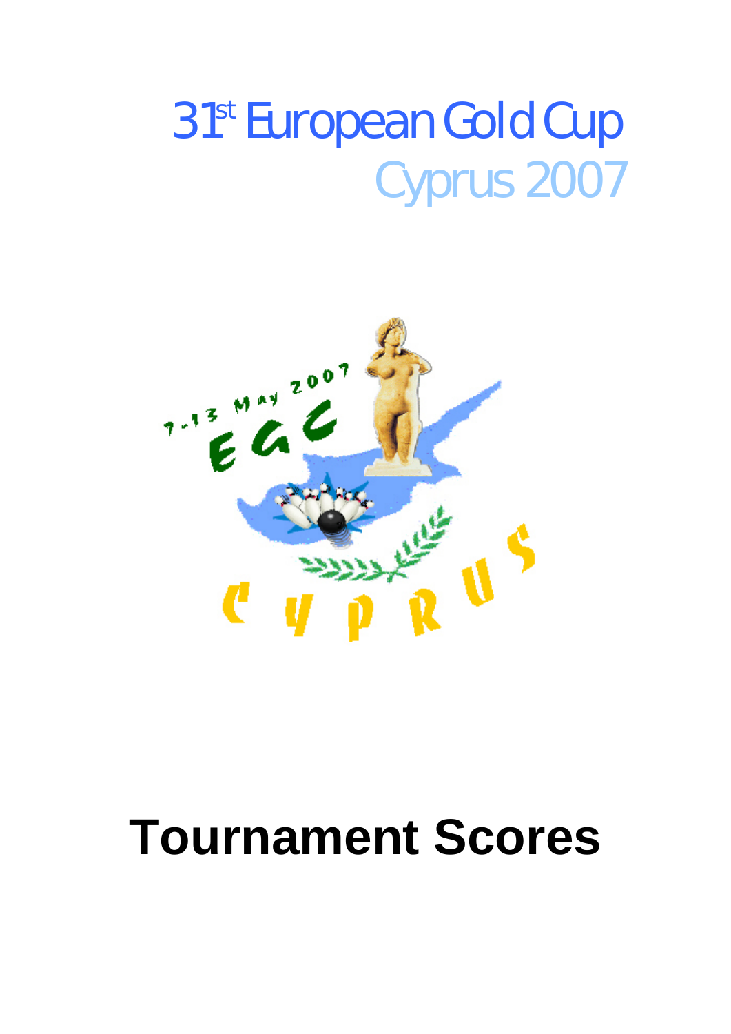# 31st European Gold Cup

## Cyprus 2007

# Tournament Scores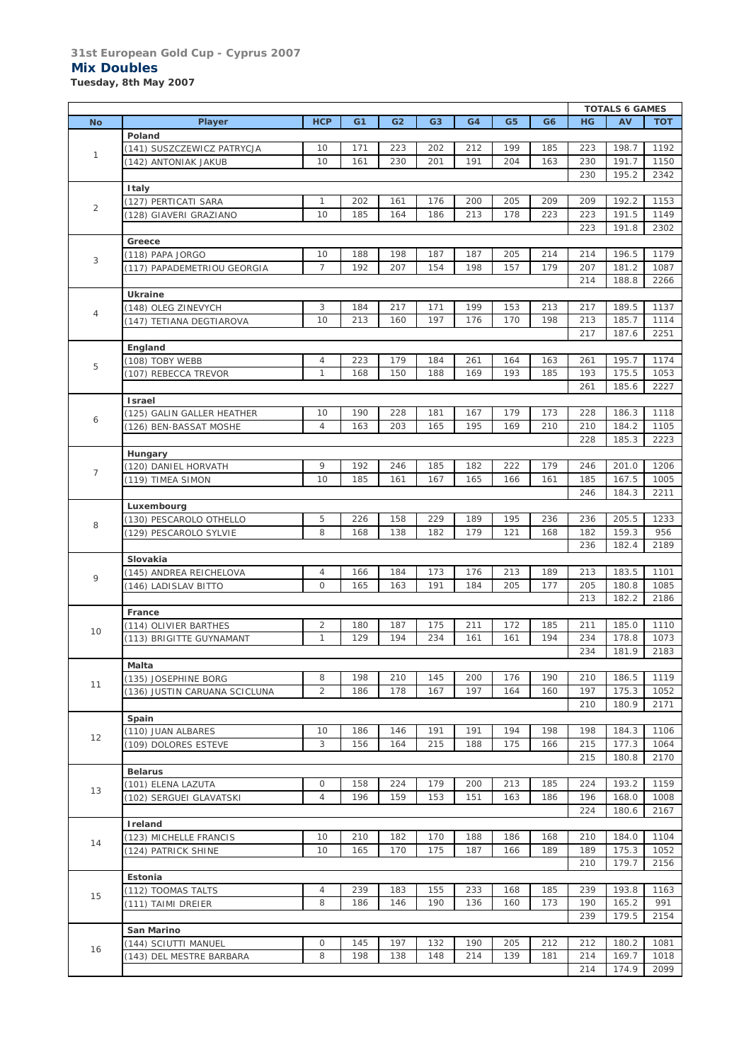**31st European Gold Cup - Cyprus 2007**

## Mix Doubles

**Tuesday, 8th May 2007**

| No | Player | HCP | G1 | G2 | G3 | G4 | G5 | G6 | TOTALS 6 GAMES HG | AV | TOT |
|---|---|---|---|---|---|---|---|---|---|---|---|
| 1 | **Poland** | | | | | | | | | | |
| | (141) SUSZCZEWICZ PATRYCJA | 10 | 171 | 223 | 202 | 212 | 199 | 185 | 223 | 198.7 | 1192 |
| | (142) ANTONIAK JAKUB | 10 | 161 | 230 | 201 | 191 | 204 | 163 | 230 | 191.7 | 1150 |
| | | | | | | | | | 230 | 195.2 | 2342 |
| 2 | **Italy** | | | | | | | | | | |
| | (127) PERTICATI SARA | 1 | 202 | 161 | 176 | 200 | 205 | 209 | 209 | 192.2 | 1153 |
| | (128) GIAVERI GRAZIANO | 10 | 185 | 164 | 186 | 213 | 178 | 223 | 223 | 191.5 | 1149 |
| | | | | | | | | | 223 | 191.8 | 2302 |
| 3 | **Greece** | | | | | | | | | | |
| | (118) PAPA JORGO | 10 | 188 | 198 | 187 | 187 | 205 | 214 | 214 | 196.5 | 1179 |
| | (117) PAPADEMETRIOU GEORGIA | 7 | 192 | 207 | 154 | 198 | 157 | 179 | 207 | 181.2 | 1087 |
| | | | | | | | | | 214 | 188.8 | 2266 |
| 4 | **Ukraine** | | | | | | | | | | |
| | (148) OLEG ZINEVYCH | 3 | 184 | 217 | 171 | 199 | 153 | 213 | 217 | 189.5 | 1137 |
| | (147) TETIANA DEGTIAROVA | 10 | 213 | 160 | 197 | 176 | 170 | 198 | 213 | 185.7 | 1114 |
| | | | | | | | | | 217 | 187.6 | 2251 |
| 5 | **England** | | | | | | | | | | |
| | (108) TOBY WEBB | 4 | 223 | 179 | 184 | 261 | 164 | 163 | 261 | 195.7 | 1174 |
| | (107) REBECCA TREVOR | 1 | 168 | 150 | 188 | 169 | 193 | 185 | 193 | 175.5 | 1053 |
| | | | | | | | | | 261 | 185.6 | 2227 |
| 6 | **Israel** | | | | | | | | | | |
| | (125) GALIN GALLER HEATHER | 10 | 190 | 228 | 181 | 167 | 179 | 173 | 228 | 186.3 | 1118 |
| | (126) BEN-BASSAT MOSHE | 4 | 163 | 203 | 165 | 195 | 169 | 210 | 210 | 184.2 | 1105 |
| | | | | | | | | | 228 | 185.3 | 2223 |
| 7 | **Hungary** | | | | | | | | | | |
| | (120) DANIEL HORVATH | 9 | 192 | 246 | 185 | 182 | 222 | 179 | 246 | 201.0 | 1206 |
| | (119) TIMEA SIMON | 10 | 185 | 161 | 167 | 165 | 166 | 161 | 185 | 167.5 | 1005 |
| | | | | | | | | | 246 | 184.3 | 2211 |
| 8 | **Luxembourg** | | | | | | | | | | |
| | (130) PESCAROLO OTHELLO | 5 | 226 | 158 | 229 | 189 | 195 | 236 | 236 | 205.5 | 1233 |
| | (129) PESCAROLO SYLVIE | 8 | 168 | 138 | 182 | 179 | 121 | 168 | 182 | 159.3 | 956 |
| | | | | | | | | | 236 | 182.4 | 2189 |
| 9 | **Slovakia** | | | | | | | | | | |
| | (145) ANDREA REICHELOVA | 4 | 166 | 184 | 173 | 176 | 213 | 189 | 213 | 183.5 | 1101 |
| | (146) LADISLAV BITTO | 0 | 165 | 163 | 191 | 184 | 205 | 177 | 205 | 180.8 | 1085 |
| | | | | | | | | | 213 | 182.2 | 2186 |
| 10 | **France** | | | | | | | | | | |
| | (114) OLIVIER BARTHES | 2 | 180 | 187 | 175 | 211 | 172 | 185 | 211 | 185.0 | 1110 |
| | (113) BRIGITTE GUYNAMANT | 1 | 129 | 194 | 234 | 161 | 161 | 194 | 234 | 178.8 | 1073 |
| | | | | | | | | | 234 | 181.9 | 2183 |
| 11 | **Malta** | | | | | | | | | | |
| | (135) JOSEPHINE BORG | 8 | 198 | 210 | 145 | 200 | 176 | 190 | 210 | 186.5 | 1119 |
| | (136) JUSTIN CARUANA SCICLUNA | 2 | 186 | 178 | 167 | 197 | 164 | 160 | 197 | 175.3 | 1052 |
| | | | | | | | | | 210 | 180.9 | 2171 |
| 12 | **Spain** | | | | | | | | | | |
| | (110) JUAN ALBARES | 10 | 186 | 146 | 191 | 191 | 194 | 198 | 198 | 184.3 | 1106 |
| | (109) DOLORES ESTEVE | 3 | 156 | 164 | 215 | 188 | 175 | 166 | 215 | 177.3 | 1064 |
| | | | | | | | | | 215 | 180.8 | 2170 |
| 13 | **Belarus** | | | | | | | | | | |
| | (101) ELENA LAZUTA | 0 | 158 | 224 | 179 | 200 | 213 | 185 | 224 | 193.2 | 1159 |
| | (102) SERGUEI GLAVATSKI | 4 | 196 | 159 | 153 | 151 | 163 | 186 | 196 | 168.0 | 1008 |
| | | | | | | | | | 224 | 180.6 | 2167 |
| 14 | **Ireland** | | | | | | | | | | |
| | (123) MICHELLE FRANCIS | 10 | 210 | 182 | 170 | 188 | 186 | 168 | 210 | 184.0 | 1104 |
| | (124) PATRICK SHINE | 10 | 165 | 170 | 175 | 187 | 166 | 189 | 189 | 175.3 | 1052 |
| | | | | | | | | | 210 | 179.7 | 2156 |
| 15 | **Estonia** | | | | | | | | | | |
| | (112) TOOMAS TALTS | 4 | 239 | 183 | 155 | 233 | 168 | 185 | 239 | 193.8 | 1163 |
| | (111) TAIMI DREIER | 8 | 186 | 146 | 190 | 136 | 160 | 173 | 190 | 165.2 | 991 |
| | | | | | | | | | 239 | 179.5 | 2154 |
| 16 | **San Marino** | | | | | | | | | | |
| | (144) SCIUTTI MANUEL | 0 | 145 | 197 | 132 | 190 | 205 | 212 | 212 | 180.2 | 1081 |
| | (143) DEL MESTRE BARBARA | 8 | 198 | 138 | 148 | 214 | 139 | 181 | 214 | 169.7 | 1018 |
| | | | | | | | | | 214 | 174.9 | 2099 |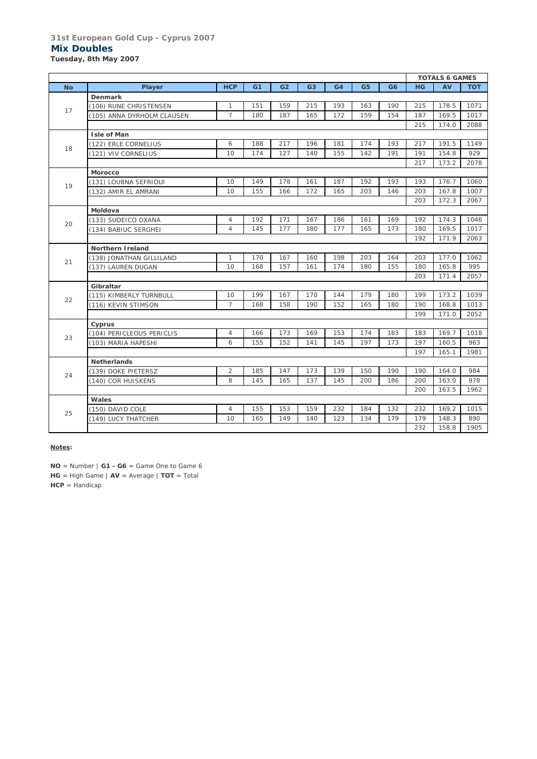**31st European Gold Cup - Cyprus 2007**

## Mix Doubles

**Tuesday, 8th May 2007**

| | | | | | | | | | TOTALS 6 GAMES | | |
|---|---|---|---|---|---|---|---|---|---|---|---|
| **No** | **Player** | **HCP** | **G1** | **G2** | **G3** | **G4** | **G5** | **G6** | **HG** | **AV** | **TOT** |
| 17 | **Denmark** | | | | | | | | | | |
| | (106) RUNE CHRISTENSEN | 1 | 151 | 159 | 215 | 193 | 163 | 190 | 215 | 178.5 | 1071 |
| | (105) ANNA DYRHOLM CLAUSEN | 7 | 180 | 187 | 165 | 172 | 159 | 154 | 187 | 169.5 | 1017 |
| | | | | | | | | | 215 | 174.0 | 2088 |
| 18 | **Isle of Man** | | | | | | | | | | |
| | (122) ERLE CORNELIUS | 6 | 188 | 217 | 196 | 181 | 174 | 193 | 217 | 191.5 | 1149 |
| | (121) VIV CORNELIUS | 10 | 174 | 127 | 140 | 155 | 142 | 191 | 191 | 154.8 | 929 |
| | | | | | | | | | 217 | 173.2 | 2078 |
| 19 | **Morocco** | | | | | | | | | | |
| | (131) LOUBNA SEFRIOUI | 10 | 149 | 178 | 161 | 187 | 192 | 193 | 193 | 176.7 | 1060 |
| | (132) AMIR EL AMRANI | 10 | 155 | 166 | 172 | 165 | 203 | 146 | 203 | 167.8 | 1007 |
| | | | | | | | | | 203 | 172.3 | 2067 |
| 20 | **Moldova** | | | | | | | | | | |
| | (133) SUDEICO OXANA | 4 | 192 | 171 | 167 | 186 | 161 | 169 | 192 | 174.3 | 1046 |
| | (134) BABIUC SERGHEI | 4 | 145 | 177 | 180 | 177 | 165 | 173 | 180 | 169.5 | 1017 |
| | | | | | | | | | 192 | 171.9 | 2063 |
| 21 | **Northern Ireland** | | | | | | | | | | |
| | (138) JONATHAN GILLILAND | 1 | 170 | 167 | 160 | 198 | 203 | 164 | 203 | 177.0 | 1062 |
| | (137) LAUREN DUGAN | 10 | 168 | 157 | 161 | 174 | 180 | 155 | 180 | 165.8 | 995 |
| | | | | | | | | | 203 | 171.4 | 2057 |
| 22 | **Gibraltar** | | | | | | | | | | |
| | (115) KIMBERLY TURNBULL | 10 | 199 | 167 | 170 | 144 | 179 | 180 | 199 | 173.2 | 1039 |
| | (116) KEVIN STIMSON | 7 | 168 | 158 | 190 | 152 | 165 | 180 | 190 | 168.8 | 1013 |
| | | | | | | | | | 199 | 171.0 | 2052 |
| 23 | **Cyprus** | | | | | | | | | | |
| | (104) PERICLEOUS PERICLIS | 4 | 166 | 173 | 169 | 153 | 174 | 183 | 183 | 169.7 | 1018 |
| | (103) MARIA HAPESHI | 6 | 155 | 152 | 141 | 145 | 197 | 173 | 197 | 160.5 | 963 |
| | | | | | | | | | 197 | 165.1 | 1981 |
| 24 | **Netherlands** | | | | | | | | | | |
| | (139) DOKE PIETERSZ | 2 | 185 | 147 | 173 | 139 | 150 | 190 | 190 | 164.0 | 984 |
| | (140) COR HUISKENS | 8 | 145 | 165 | 137 | 145 | 200 | 186 | 200 | 163.0 | 978 |
| | | | | | | | | | 200 | 163.5 | 1962 |
| 25 | **Wales** | | | | | | | | | | |
| | (150) DAVID COLE | 4 | 155 | 153 | 159 | 232 | 184 | 132 | 232 | 169.2 | 1015 |
| | (149) LUCY THATCHER | 10 | 165 | 149 | 140 | 123 | 134 | 179 | 179 | 148.3 | 890 |
| | | | | | | | | | 232 | 158.8 | 1905 |

**Notes:**

**NO** = Number | **G1 - G6** = Game One to Game 6
**HG** = High Game | **AV** = Average | **TOT** = Total
**HCP** = Handicap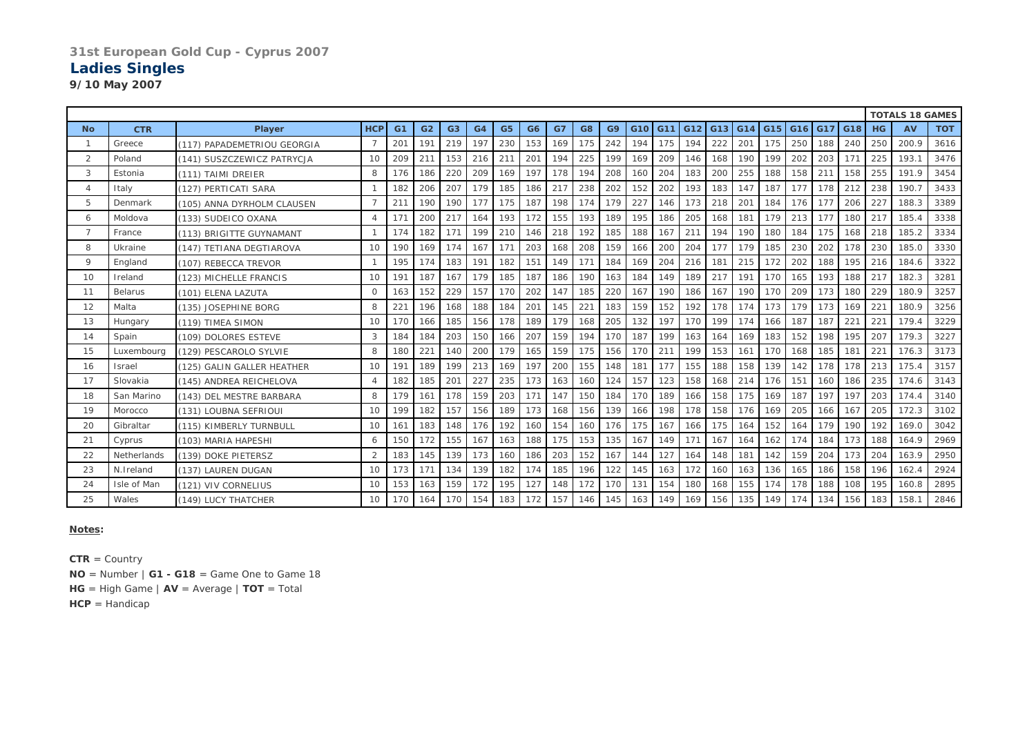**31st European Gold Cup - Cyprus 2007**

# Ladies Singles

**9/10 May 2007**

| | | | | | | | | | | | | | | | | | | | | | | TOTALS 18 GAMES | | |
|---|---|---|---|---|---|---|---|---|---|---|---|---|---|---|---|---|---|---|---|---|---|---|---|---|
| **No** | **CTR** | **Player** | **HCP** | **G1** | **G2** | **G3** | **G4** | **G5** | **G6** | **G7** | **G8** | **G9** | **G10** | **G11** | **G12** | **G13** | **G14** | **G15** | **G16** | **G17** | **G18** | **HG** | **AV** | **TOT** |
| 1 | Greece | (117) PAPADEMETRIOU GEORGIA | 7 | 201 | 191 | 219 | 197 | 230 | 153 | 169 | 175 | 242 | 194 | 175 | 194 | 222 | 201 | 175 | 250 | 188 | 240 | 250 | 200.9 | 3616 |
| 2 | Poland | (141) SUSZCZEWICZ PATRYCJA | 10 | 209 | 211 | 153 | 216 | 211 | 201 | 194 | 225 | 199 | 169 | 209 | 146 | 168 | 190 | 199 | 202 | 203 | 171 | 225 | 193.1 | 3476 |
| 3 | Estonia | (111) TAIMI DREIER | 8 | 176 | 186 | 220 | 209 | 169 | 197 | 178 | 194 | 208 | 160 | 204 | 183 | 200 | 255 | 188 | 158 | 211 | 158 | 255 | 191.9 | 3454 |
| 4 | Italy | (127) PERTICATI SARA | 1 | 182 | 206 | 207 | 179 | 185 | 186 | 217 | 238 | 202 | 152 | 202 | 193 | 183 | 147 | 187 | 177 | 178 | 212 | 238 | 190.7 | 3433 |
| 5 | Denmark | (105) ANNA DYRHOLM CLAUSEN | 7 | 211 | 190 | 190 | 177 | 175 | 187 | 198 | 174 | 179 | 227 | 146 | 173 | 218 | 201 | 184 | 176 | 177 | 206 | 227 | 188.3 | 3389 |
| 6 | Moldova | (133) SUDEICO OXANA | 4 | 171 | 200 | 217 | 164 | 193 | 172 | 155 | 193 | 189 | 195 | 186 | 205 | 168 | 181 | 179 | 213 | 177 | 180 | 217 | 185.4 | 3338 |
| 7 | France | (113) BRIGITTE GUYNAMANT | 1 | 174 | 182 | 171 | 199 | 210 | 146 | 218 | 192 | 185 | 188 | 167 | 211 | 194 | 190 | 180 | 184 | 175 | 168 | 218 | 185.2 | 3334 |
| 8 | Ukraine | (147) TETIANA DEGTIAROVA | 10 | 190 | 169 | 174 | 167 | 171 | 203 | 168 | 208 | 159 | 166 | 200 | 204 | 177 | 179 | 185 | 230 | 202 | 178 | 230 | 185.0 | 3330 |
| 9 | England | (107) REBECCA TREVOR | 1 | 195 | 174 | 183 | 191 | 182 | 151 | 149 | 171 | 184 | 169 | 204 | 216 | 181 | 215 | 172 | 202 | 188 | 195 | 216 | 184.6 | 3322 |
| 10 | Ireland | (123) MICHELLE FRANCIS | 10 | 191 | 187 | 167 | 179 | 185 | 187 | 186 | 190 | 163 | 184 | 149 | 189 | 217 | 191 | 170 | 165 | 193 | 188 | 217 | 182.3 | 3281 |
| 11 | Belarus | (101) ELENA LAZUTA | 0 | 163 | 152 | 229 | 157 | 170 | 202 | 147 | 185 | 220 | 167 | 190 | 186 | 167 | 190 | 170 | 209 | 173 | 180 | 229 | 180.9 | 3257 |
| 12 | Malta | (135) JOSEPHINE BORG | 8 | 221 | 196 | 168 | 188 | 184 | 201 | 145 | 221 | 183 | 159 | 152 | 192 | 178 | 174 | 173 | 179 | 173 | 169 | 221 | 180.9 | 3256 |
| 13 | Hungary | (119) TIMEA SIMON | 10 | 170 | 166 | 185 | 156 | 178 | 189 | 179 | 168 | 205 | 132 | 197 | 170 | 199 | 174 | 166 | 187 | 187 | 221 | 221 | 179.4 | 3229 |
| 14 | Spain | (109) DOLORES ESTEVE | 3 | 184 | 184 | 203 | 150 | 166 | 207 | 159 | 194 | 170 | 187 | 199 | 163 | 164 | 169 | 183 | 152 | 198 | 195 | 207 | 179.3 | 3227 |
| 15 | Luxembourg | (129) PESCAROLO SYLVIE | 8 | 180 | 221 | 140 | 200 | 179 | 165 | 159 | 175 | 156 | 170 | 211 | 199 | 153 | 161 | 170 | 168 | 185 | 181 | 221 | 176.3 | 3173 |
| 16 | Israel | (125) GALIN GALLER HEATHER | 10 | 191 | 189 | 199 | 213 | 169 | 197 | 200 | 155 | 148 | 181 | 177 | 155 | 188 | 158 | 139 | 142 | 178 | 178 | 213 | 175.4 | 3157 |
| 17 | Slovakia | (145) ANDREA REICHELOVA | 4 | 182 | 185 | 201 | 227 | 235 | 173 | 163 | 160 | 124 | 157 | 123 | 158 | 168 | 214 | 176 | 151 | 160 | 186 | 235 | 174.6 | 3143 |
| 18 | San Marino | (143) DEL MESTRE BARBARA | 8 | 179 | 161 | 178 | 159 | 203 | 171 | 147 | 150 | 184 | 170 | 189 | 166 | 158 | 175 | 169 | 187 | 197 | 197 | 203 | 174.4 | 3140 |
| 19 | Morocco | (131) LOUBNA SEFRIOUI | 10 | 199 | 182 | 157 | 156 | 189 | 173 | 168 | 156 | 139 | 166 | 198 | 178 | 158 | 176 | 169 | 205 | 166 | 167 | 205 | 172.3 | 3102 |
| 20 | Gibraltar | (115) KIMBERLY TURNBULL | 10 | 161 | 183 | 148 | 176 | 192 | 160 | 154 | 160 | 176 | 175 | 167 | 166 | 175 | 164 | 152 | 164 | 179 | 190 | 192 | 169.0 | 3042 |
| 21 | Cyprus | (103) MARIA HAPESHI | 6 | 150 | 172 | 155 | 167 | 163 | 188 | 175 | 153 | 135 | 167 | 149 | 171 | 167 | 164 | 162 | 174 | 184 | 173 | 188 | 164.9 | 2969 |
| 22 | Netherlands | (139) DOKE PIETERSZ | 2 | 183 | 145 | 139 | 173 | 160 | 186 | 203 | 152 | 167 | 144 | 127 | 164 | 148 | 181 | 142 | 159 | 204 | 173 | 204 | 163.9 | 2950 |
| 23 | N.Ireland | (137) LAUREN DUGAN | 10 | 173 | 171 | 134 | 139 | 182 | 174 | 185 | 196 | 122 | 145 | 163 | 172 | 160 | 163 | 136 | 165 | 186 | 158 | 196 | 162.4 | 2924 |
| 24 | Isle of Man | (121) VIV CORNELIUS | 10 | 153 | 163 | 159 | 172 | 195 | 127 | 148 | 172 | 170 | 131 | 154 | 180 | 168 | 155 | 174 | 178 | 188 | 108 | 195 | 160.8 | 2895 |
| 25 | Wales | (149) LUCY THATCHER | 10 | 170 | 164 | 170 | 154 | 183 | 172 | 157 | 146 | 145 | 163 | 149 | 169 | 156 | 135 | 149 | 174 | 134 | 156 | 183 | 158.1 | 2846 |

**Notes:**

**CTR** = Country

**NO** = Number | **G1 - G18** = Game One to Game 18

**HG** = High Game | **AV** = Average | **TOT** = Total

**HCP** = Handicap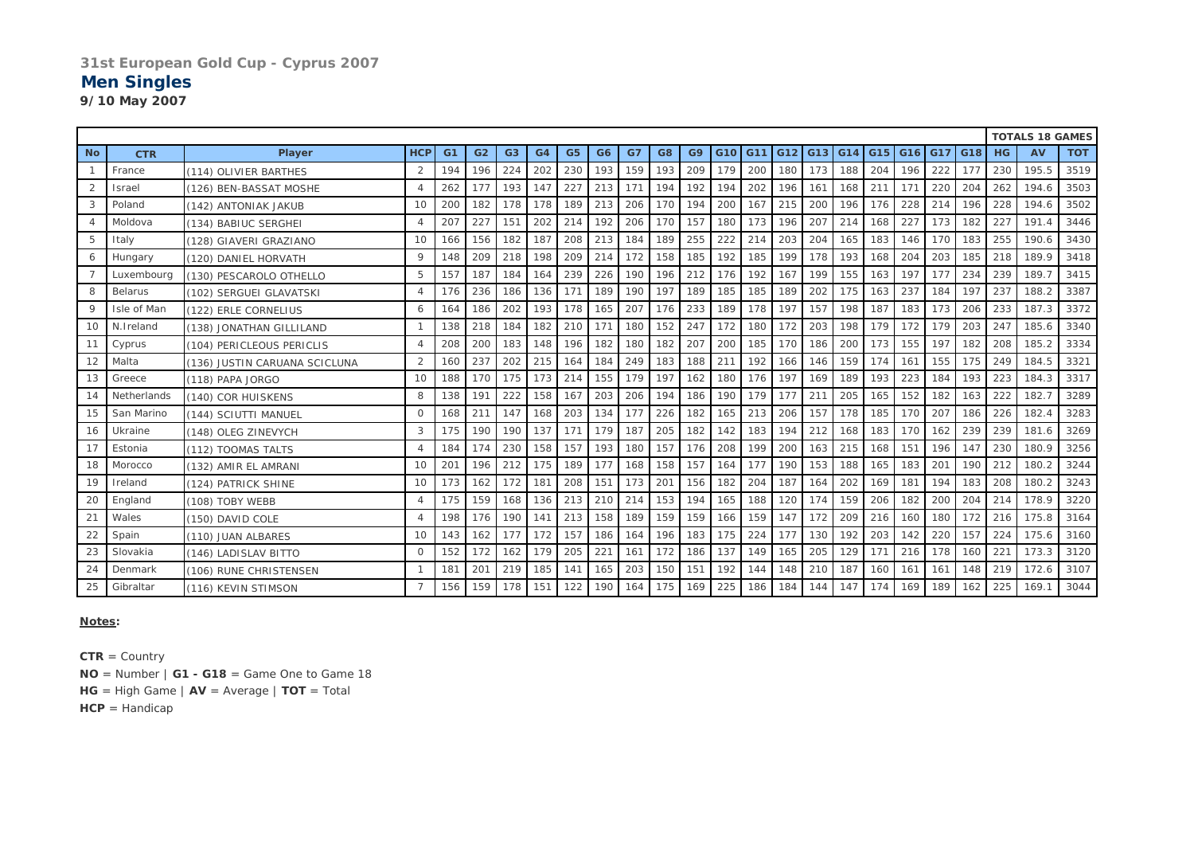**31st European Gold Cup - Cyprus 2007**

# Men Singles

**9/10 May 2007**

| | | | | | | | | | | | | | | | | | | | | | | TOTALS 18 GAMES | | |
|---|---|---|---|---|---|---|---|---|---|---|---|---|---|---|---|---|---|---|---|---|---|---|---|---|
| **No** | **CTR** | **Player** | **HCP** | **G1** | **G2** | **G3** | **G4** | **G5** | **G6** | **G7** | **G8** | **G9** | **G10** | **G11** | **G12** | **G13** | **G14** | **G15** | **G16** | **G17** | **G18** | **HG** | **AV** | **TOT** |
| 1 | France | (114) OLIVIER BARTHES | 2 | 194 | 196 | 224 | 202 | 230 | 193 | 159 | 193 | 209 | 179 | 200 | 180 | 173 | 188 | 204 | 196 | 222 | 177 | 230 | 195.5 | 3519 |
| 2 | Israel | (126) BEN-BASSAT MOSHE | 4 | 262 | 177 | 193 | 147 | 227 | 213 | 171 | 194 | 192 | 194 | 202 | 196 | 161 | 168 | 211 | 171 | 220 | 204 | 262 | 194.6 | 3503 |
| 3 | Poland | (142) ANTONIAK JAKUB | 10 | 200 | 182 | 178 | 178 | 189 | 213 | 206 | 170 | 194 | 200 | 167 | 215 | 200 | 196 | 176 | 228 | 214 | 196 | 228 | 194.6 | 3502 |
| 4 | Moldova | (134) BABIUC SERGHEI | 4 | 207 | 227 | 151 | 202 | 214 | 192 | 206 | 170 | 157 | 180 | 173 | 196 | 207 | 214 | 168 | 227 | 173 | 182 | 227 | 191.4 | 3446 |
| 5 | Italy | (128) GIAVERI GRAZIANO | 10 | 166 | 156 | 182 | 187 | 208 | 213 | 184 | 189 | 255 | 222 | 214 | 203 | 204 | 165 | 183 | 146 | 170 | 183 | 255 | 190.6 | 3430 |
| 6 | Hungary | (120) DANIEL HORVATH | 9 | 148 | 209 | 218 | 198 | 209 | 214 | 172 | 158 | 185 | 192 | 185 | 199 | 178 | 193 | 168 | 204 | 203 | 185 | 218 | 189.9 | 3418 |
| 7 | Luxembourg | (130) PESCAROLO OTHELLO | 5 | 157 | 187 | 184 | 164 | 239 | 226 | 190 | 196 | 212 | 176 | 192 | 167 | 199 | 155 | 163 | 197 | 177 | 234 | 239 | 189.7 | 3415 |
| 8 | Belarus | (102) SERGUEI GLAVATSKI | 4 | 176 | 236 | 186 | 136 | 171 | 189 | 190 | 197 | 189 | 185 | 185 | 189 | 202 | 175 | 163 | 237 | 184 | 197 | 237 | 188.2 | 3387 |
| 9 | Isle of Man | (122) ERLE CORNELIUS | 6 | 164 | 186 | 202 | 193 | 178 | 165 | 207 | 176 | 233 | 189 | 178 | 197 | 157 | 198 | 187 | 183 | 173 | 206 | 233 | 187.3 | 3372 |
| 10 | N.Ireland | (138) JONATHAN GILLILAND | 1 | 138 | 218 | 184 | 182 | 210 | 171 | 180 | 152 | 247 | 172 | 180 | 172 | 203 | 198 | 179 | 172 | 179 | 203 | 247 | 185.6 | 3340 |
| 11 | Cyprus | (104) PERICLEOUS PERICLIS | 4 | 208 | 200 | 183 | 148 | 196 | 182 | 180 | 182 | 207 | 200 | 185 | 170 | 186 | 200 | 173 | 155 | 197 | 182 | 208 | 185.2 | 3334 |
| 12 | Malta | (136) JUSTIN CARUANA SCICLUNA | 2 | 160 | 237 | 202 | 215 | 164 | 184 | 249 | 183 | 188 | 211 | 192 | 166 | 146 | 159 | 174 | 161 | 155 | 175 | 249 | 184.5 | 3321 |
| 13 | Greece | (118) PAPA JORGO | 10 | 188 | 170 | 175 | 173 | 214 | 155 | 179 | 197 | 162 | 180 | 176 | 197 | 169 | 189 | 193 | 223 | 184 | 193 | 223 | 184.3 | 3317 |
| 14 | Netherlands | (140) COR HUISKENS | 8 | 138 | 191 | 222 | 158 | 167 | 203 | 206 | 194 | 186 | 190 | 179 | 177 | 211 | 205 | 165 | 152 | 182 | 163 | 222 | 182.7 | 3289 |
| 15 | San Marino | (144) SCIUTTI MANUEL | 0 | 168 | 211 | 147 | 168 | 203 | 134 | 177 | 226 | 182 | 165 | 213 | 206 | 157 | 178 | 185 | 170 | 207 | 186 | 226 | 182.4 | 3283 |
| 16 | Ukraine | (148) OLEG ZINEVYCH | 3 | 175 | 190 | 190 | 137 | 171 | 179 | 187 | 205 | 182 | 142 | 183 | 194 | 212 | 168 | 183 | 170 | 162 | 239 | 239 | 181.6 | 3269 |
| 17 | Estonia | (112) TOOMAS TALTS | 4 | 184 | 174 | 230 | 158 | 157 | 193 | 180 | 157 | 176 | 208 | 199 | 200 | 163 | 215 | 168 | 151 | 196 | 147 | 230 | 180.9 | 3256 |
| 18 | Morocco | (132) AMIR EL AMRANI | 10 | 201 | 196 | 212 | 175 | 189 | 177 | 168 | 158 | 157 | 164 | 177 | 190 | 153 | 188 | 165 | 183 | 201 | 190 | 212 | 180.2 | 3244 |
| 19 | Ireland | (124) PATRICK SHINE | 10 | 173 | 162 | 172 | 181 | 208 | 151 | 173 | 201 | 156 | 182 | 204 | 187 | 164 | 202 | 169 | 181 | 194 | 183 | 208 | 180.2 | 3243 |
| 20 | England | (108) TOBY WEBB | 4 | 175 | 159 | 168 | 136 | 213 | 210 | 214 | 153 | 194 | 165 | 188 | 120 | 174 | 159 | 206 | 182 | 200 | 204 | 214 | 178.9 | 3220 |
| 21 | Wales | (150) DAVID COLE | 4 | 198 | 176 | 190 | 141 | 213 | 158 | 189 | 159 | 159 | 166 | 159 | 147 | 172 | 209 | 216 | 160 | 180 | 172 | 216 | 175.8 | 3164 |
| 22 | Spain | (110) JUAN ALBARES | 10 | 143 | 162 | 177 | 172 | 157 | 186 | 164 | 196 | 183 | 175 | 224 | 177 | 130 | 192 | 203 | 142 | 220 | 157 | 224 | 175.6 | 3160 |
| 23 | Slovakia | (146) LADISLAV BITTO | 0 | 152 | 172 | 162 | 179 | 205 | 221 | 161 | 172 | 186 | 137 | 149 | 165 | 205 | 129 | 171 | 216 | 178 | 160 | 221 | 173.3 | 3120 |
| 24 | Denmark | (106) RUNE CHRISTENSEN | 1 | 181 | 201 | 219 | 185 | 141 | 165 | 203 | 150 | 151 | 192 | 144 | 148 | 210 | 187 | 160 | 161 | 161 | 148 | 219 | 172.6 | 3107 |
| 25 | Gibraltar | (116) KEVIN STIMSON | 7 | 156 | 159 | 178 | 151 | 122 | 190 | 164 | 175 | 169 | 225 | 186 | 184 | 144 | 147 | 174 | 169 | 189 | 162 | 225 | 169.1 | 3044 |

**Notes:**

**CTR** = Country

**NO** = Number | **G1 - G18** = Game One to Game 18

**HG** = High Game | **AV** = Average | **TOT** = Total

**HCP** = Handicap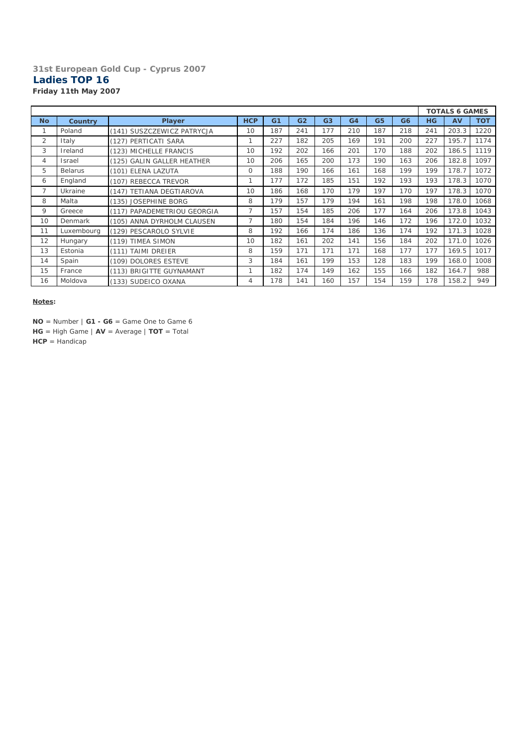### 31st European Gold Cup - Cyprus 2007

## Ladies TOP 16

**Friday 11th May 2007**

| | | | | | | | | | | TOTALS 6 GAMES | | |
|---|---|---|---|---|---|---|---|---|---|---|---|---|
| **No** | **Country** | **Player** | **HCP** | **G1** | **G2** | **G3** | **G4** | **G5** | **G6** | **HG** | **AV** | **TOT** |
| 1 | Poland | (141) SUSZCZEWICZ PATRYCJA | 10 | 187 | 241 | 177 | 210 | 187 | 218 | 241 | 203.3 | 1220 |
| 2 | Italy | (127) PERTICATI SARA | 1 | 227 | 182 | 205 | 169 | 191 | 200 | 227 | 195.7 | 1174 |
| 3 | Ireland | (123) MICHELLE FRANCIS | 10 | 192 | 202 | 166 | 201 | 170 | 188 | 202 | 186.5 | 1119 |
| 4 | Israel | (125) GALIN GALLER HEATHER | 10 | 206 | 165 | 200 | 173 | 190 | 163 | 206 | 182.8 | 1097 |
| 5 | Belarus | (101) ELENA LAZUTA | 0 | 188 | 190 | 166 | 161 | 168 | 199 | 199 | 178.7 | 1072 |
| 6 | England | (107) REBECCA TREVOR | 1 | 177 | 172 | 185 | 151 | 192 | 193 | 193 | 178.3 | 1070 |
| 7 | Ukraine | (147) TETIANA DEGTIAROVA | 10 | 186 | 168 | 170 | 179 | 197 | 170 | 197 | 178.3 | 1070 |
| 8 | Malta | (135) JOSEPHINE BORG | 8 | 179 | 157 | 179 | 194 | 161 | 198 | 198 | 178.0 | 1068 |
| 9 | Greece | (117) PAPADEMETRIOU GEORGIA | 7 | 157 | 154 | 185 | 206 | 177 | 164 | 206 | 173.8 | 1043 |
| 10 | Denmark | (105) ANNA DYRHOLM CLAUSEN | 7 | 180 | 154 | 184 | 196 | 146 | 172 | 196 | 172.0 | 1032 |
| 11 | Luxembourg | (129) PESCAROLO SYLVIE | 8 | 192 | 166 | 174 | 186 | 136 | 174 | 192 | 171.3 | 1028 |
| 12 | Hungary | (119) TIMEA SIMON | 10 | 182 | 161 | 202 | 141 | 156 | 184 | 202 | 171.0 | 1026 |
| 13 | Estonia | (111) TAIMI DREIER | 8 | 159 | 171 | 171 | 171 | 168 | 177 | 177 | 169.5 | 1017 |
| 14 | Spain | (109) DOLORES ESTEVE | 3 | 184 | 161 | 199 | 153 | 128 | 183 | 199 | 168.0 | 1008 |
| 15 | France | (113) BRIGITTE GUYNAMANT | 1 | 182 | 174 | 149 | 162 | 155 | 166 | 182 | 164.7 | 988 |
| 16 | Moldova | (133) SUDEICO OXANA | 4 | 178 | 141 | 160 | 157 | 154 | 159 | 178 | 158.2 | 949 |

**Notes:**

**NO** = Number | **G1 - G6** = Game One to Game 6
**HG** = High Game | **AV** = Average | **TOT** = Total
**HCP** = Handicap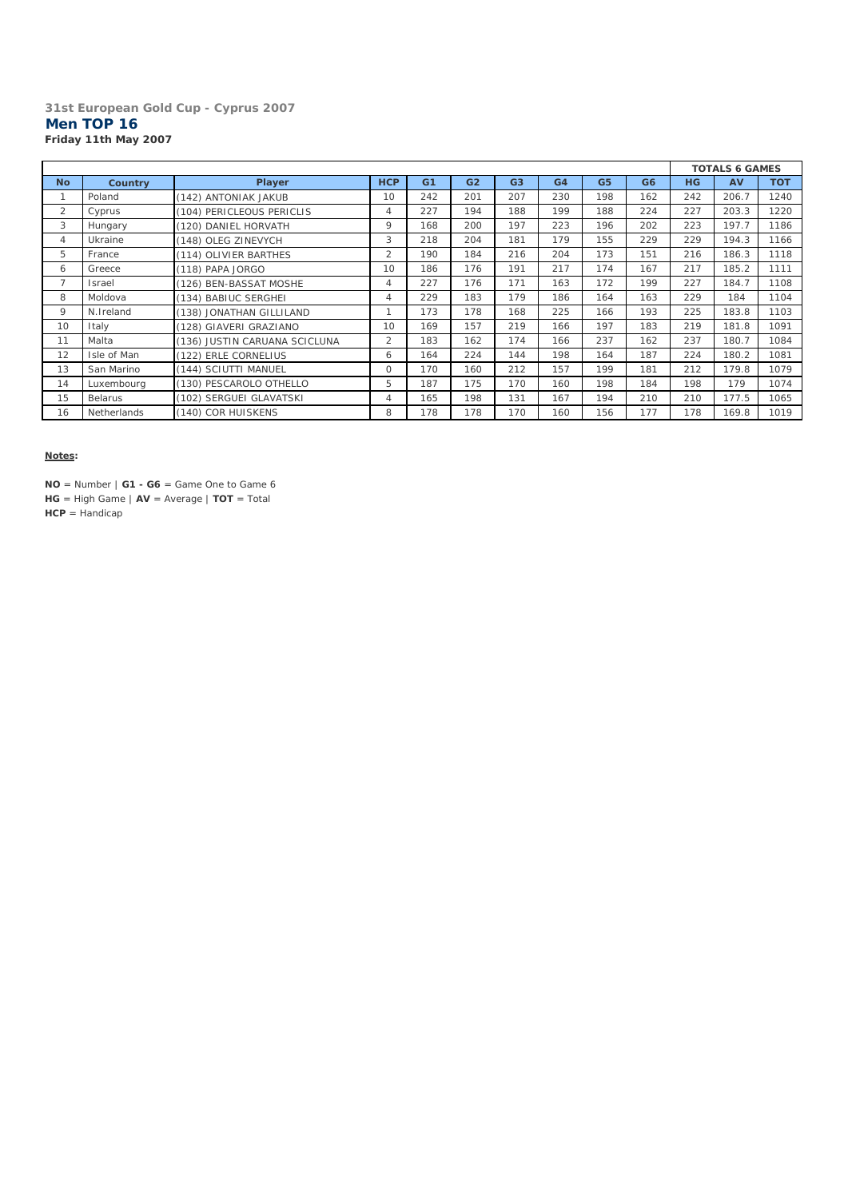**31st European Gold Cup - Cyprus 2007**

## Men TOP 16

**Friday 11th May 2007**

| | | | | | | | | | | TOTALS 6 GAMES | | |
|---|---|---|---|---|---|---|---|---|---|---|---|---|
| **No** | **Country** | **Player** | **HCP** | **G1** | **G2** | **G3** | **G4** | **G5** | **G6** | **HG** | **AV** | **TOT** |
| 1 | Poland | (142) ANTONIAK JAKUB | 10 | 242 | 201 | 207 | 230 | 198 | 162 | 242 | 206.7 | 1240 |
| 2 | Cyprus | (104) PERICLEOUS PERICLIS | 4 | 227 | 194 | 188 | 199 | 188 | 224 | 227 | 203.3 | 1220 |
| 3 | Hungary | (120) DANIEL HORVATH | 9 | 168 | 200 | 197 | 223 | 196 | 202 | 223 | 197.7 | 1186 |
| 4 | Ukraine | (148) OLEG ZINEVYCH | 3 | 218 | 204 | 181 | 179 | 155 | 229 | 229 | 194.3 | 1166 |
| 5 | France | (114) OLIVIER BARTHES | 2 | 190 | 184 | 216 | 204 | 173 | 151 | 216 | 186.3 | 1118 |
| 6 | Greece | (118) PAPA JORGO | 10 | 186 | 176 | 191 | 217 | 174 | 167 | 217 | 185.2 | 1111 |
| 7 | Israel | (126) BEN-BASSAT MOSHE | 4 | 227 | 176 | 171 | 163 | 172 | 199 | 227 | 184.7 | 1108 |
| 8 | Moldova | (134) BABIUC SERGHEI | 4 | 229 | 183 | 179 | 186 | 164 | 163 | 229 | 184 | 1104 |
| 9 | N.Ireland | (138) JONATHAN GILLILAND | 1 | 173 | 178 | 168 | 225 | 166 | 193 | 225 | 183.8 | 1103 |
| 10 | Italy | (128) GIAVERI GRAZIANO | 10 | 169 | 157 | 219 | 166 | 197 | 183 | 219 | 181.8 | 1091 |
| 11 | Malta | (136) JUSTIN CARUANA SCICLUNA | 2 | 183 | 162 | 174 | 166 | 237 | 162 | 237 | 180.7 | 1084 |
| 12 | Isle of Man | (122) ERLE CORNELIUS | 6 | 164 | 224 | 144 | 198 | 164 | 187 | 224 | 180.2 | 1081 |
| 13 | San Marino | (144) SCIUTTI MANUEL | 0 | 170 | 160 | 212 | 157 | 199 | 181 | 212 | 179.8 | 1079 |
| 14 | Luxembourg | (130) PESCAROLO OTHELLO | 5 | 187 | 175 | 170 | 160 | 198 | 184 | 198 | 179 | 1074 |
| 15 | Belarus | (102) SERGUEI GLAVATSKI | 4 | 165 | 198 | 131 | 167 | 194 | 210 | 210 | 177.5 | 1065 |
| 16 | Netherlands | (140) COR HUISKENS | 8 | 178 | 178 | 170 | 160 | 156 | 177 | 178 | 169.8 | 1019 |

**Notes:**

**NO** = Number | **G1 - G6** = Game One to Game 6
**HG** = High Game | **AV** = Average | **TOT** = Total
**HCP** = Handicap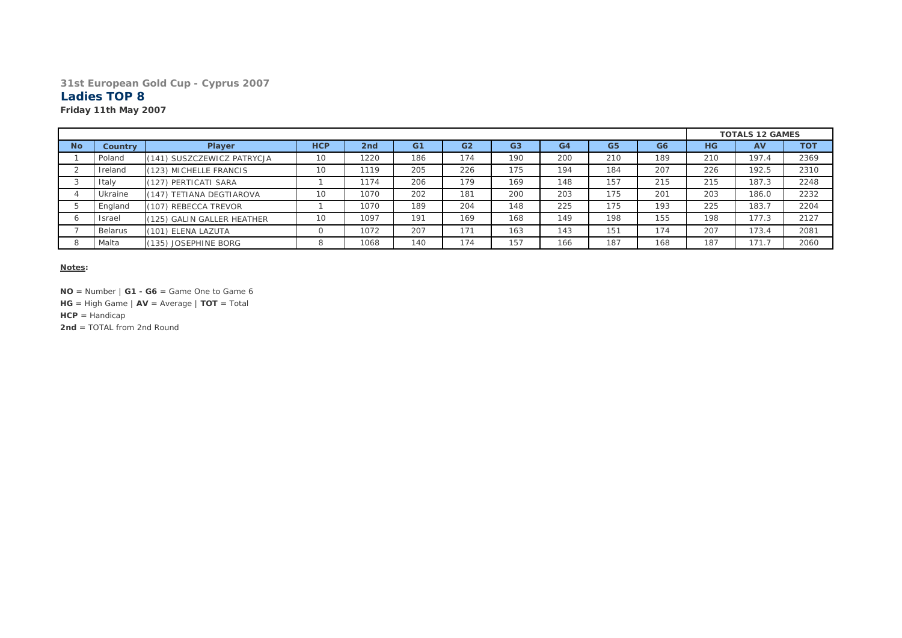**31st European Gold Cup - Cyprus 2007**

## Ladies TOP 8

**Friday 11th May 2007**

| | | | | | | | | | | | | TOTALS 12 GAMES | | |
|---|---|---|---|---|---|---|---|---|---|---|---|---|---|---|
| **No** | **Country** | **Player** | **HCP** | **2nd** | **G1** | **G2** | **G3** | **G4** | **G5** | **G6** | **HG** | **AV** | **TOT** |
| 1 | Poland | (141) SUSZCZEWICZ PATRYCJA | 10 | 1220 | 186 | 174 | 190 | 200 | 210 | 189 | 210 | 197.4 | 2369 |
| 2 | Ireland | (123) MICHELLE FRANCIS | 10 | 1119 | 205 | 226 | 175 | 194 | 184 | 207 | 226 | 192.5 | 2310 |
| 3 | Italy | (127) PERTICATI SARA | 1 | 1174 | 206 | 179 | 169 | 148 | 157 | 215 | 215 | 187.3 | 2248 |
| 4 | Ukraine | (147) TETIANA DEGTIAROVA | 10 | 1070 | 202 | 181 | 200 | 203 | 175 | 201 | 203 | 186.0 | 2232 |
| 5 | England | (107) REBECCA TREVOR | 1 | 1070 | 189 | 204 | 148 | 225 | 175 | 193 | 225 | 183.7 | 2204 |
| 6 | Israel | (125) GALIN GALLER HEATHER | 10 | 1097 | 191 | 169 | 168 | 149 | 198 | 155 | 198 | 177.3 | 2127 |
| 7 | Belarus | (101) ELENA LAZUTA | 0 | 1072 | 207 | 171 | 163 | 143 | 151 | 174 | 207 | 173.4 | 2081 |
| 8 | Malta | (135) JOSEPHINE BORG | 8 | 1068 | 140 | 174 | 157 | 166 | 187 | 168 | 187 | 171.7 | 2060 |

**Notes:**

**NO** = Number | **G1 - G6** = Game One to Game 6
**HG** = High Game | **AV** = Average | **TOT** = Total
**HCP** = Handicap
**2nd** = TOTAL from 2nd Round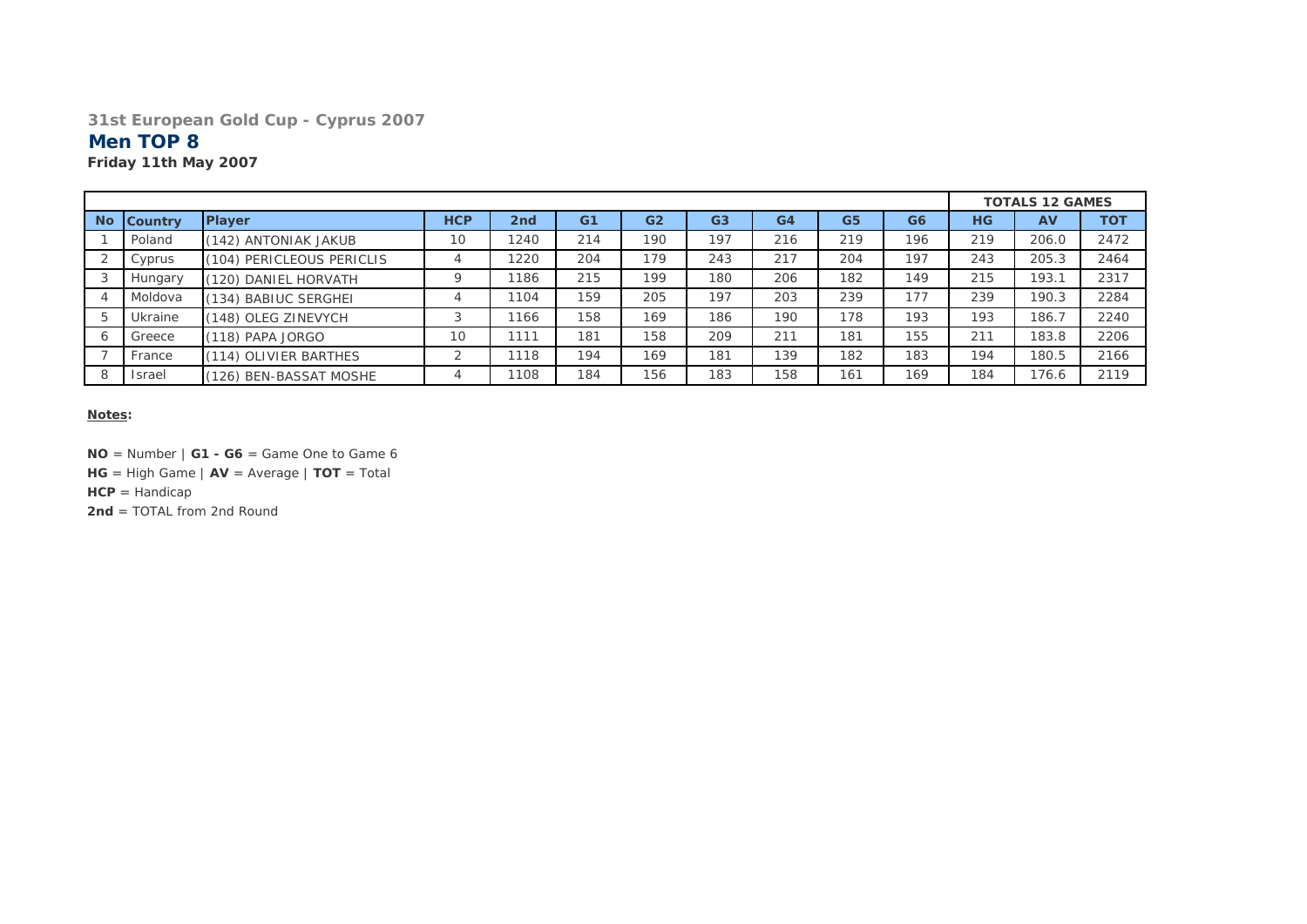**31st European Gold Cup - Cyprus 2007**

## Men TOP 8

**Friday 11th May 2007**

| | | | | | | | | | | | TOTALS 12 GAMES | | |
|---|---|---|---|---|---|---|---|---|---|---|---|---|---|
| **No** | **Country** | **Player** | **HCP** | **2nd** | **G1** | **G2** | **G3** | **G4** | **G5** | **G6** | **HG** | **AV** | **TOT** |
| 1 | Poland | (142) ANTONIAK JAKUB | 10 | 1240 | 214 | 190 | 197 | 216 | 219 | 196 | 219 | 206.0 | 2472 |
| 2 | Cyprus | (104) PERICLEOUS PERICLIS | 4 | 1220 | 204 | 179 | 243 | 217 | 204 | 197 | 243 | 205.3 | 2464 |
| 3 | Hungary | (120) DANIEL HORVATH | 9 | 1186 | 215 | 199 | 180 | 206 | 182 | 149 | 215 | 193.1 | 2317 |
| 4 | Moldova | (134) BABIUC SERGHEI | 4 | 1104 | 159 | 205 | 197 | 203 | 239 | 177 | 239 | 190.3 | 2284 |
| 5 | Ukraine | (148) OLEG ZINEVYCH | 3 | 1166 | 158 | 169 | 186 | 190 | 178 | 193 | 193 | 186.7 | 2240 |
| 6 | Greece | (118) PAPA JORGO | 10 | 1111 | 181 | 158 | 209 | 211 | 181 | 155 | 211 | 183.8 | 2206 |
| 7 | France | (114) OLIVIER BARTHES | 2 | 1118 | 194 | 169 | 181 | 139 | 182 | 183 | 194 | 180.5 | 2166 |
| 8 | Israel | (126) BEN-BASSAT MOSHE | 4 | 1108 | 184 | 156 | 183 | 158 | 161 | 169 | 184 | 176.6 | 2119 |

**Notes:**

**NO** = Number | **G1 - G6** = Game One to Game 6

**HG** = High Game | **AV** = Average | **TOT** = Total

**HCP** = Handicap

**2nd** = TOTAL from 2nd Round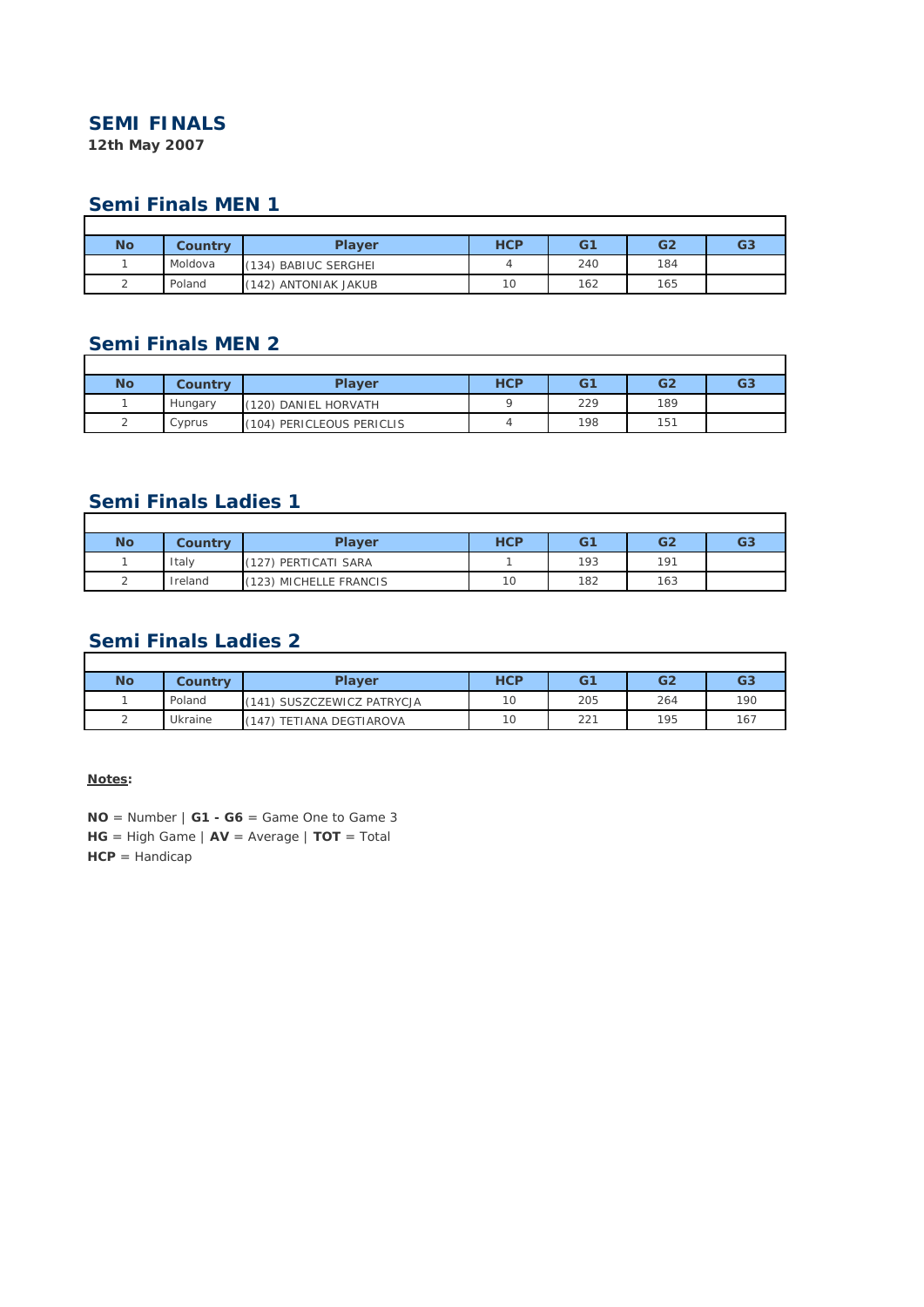## SEMI FINALS

**12th May 2007**

### Semi Finals MEN 1

| No | Country | Player | HCP | G1 | G2 | G3 |
|---|---|---|---|---|---|---|
| 1 | Moldova | (134) BABIUC SERGHEI | 4 | 240 | 184 | |
| 2 | Poland | (142) ANTONIAK JAKUB | 10 | 162 | 165 | |

### Semi Finals MEN 2

| No | Country | Player | HCP | G1 | G2 | G3 |
|---|---|---|---|---|---|---|
| 1 | Hungary | (120) DANIEL HORVATH | 9 | 229 | 189 | |
| 2 | Cyprus | (104) PERICLEOUS PERICLIS | 4 | 198 | 151 | |

### Semi Finals Ladies 1

| No | Country | Player | HCP | G1 | G2 | G3 |
|---|---|---|---|---|---|---|
| 1 | Italy | (127) PERTICATI SARA | 1 | 193 | 191 | |
| 2 | Ireland | (123) MICHELLE FRANCIS | 10 | 182 | 163 | |

### Semi Finals Ladies 2

| No | Country | Player | HCP | G1 | G2 | G3 |
|---|---|---|---|---|---|---|
| 1 | Poland | (141) SUSZCZEWICZ PATRYCJA | 10 | 205 | 264 | 190 |
| 2 | Ukraine | (147) TETIANA DEGTIAROVA | 10 | 221 | 195 | 167 |

**Notes:**

**NO** = Number | **G1 - G6** = Game One to Game 3
**HG** = High Game | **AV** = Average | **TOT** = Total
**HCP** = Handicap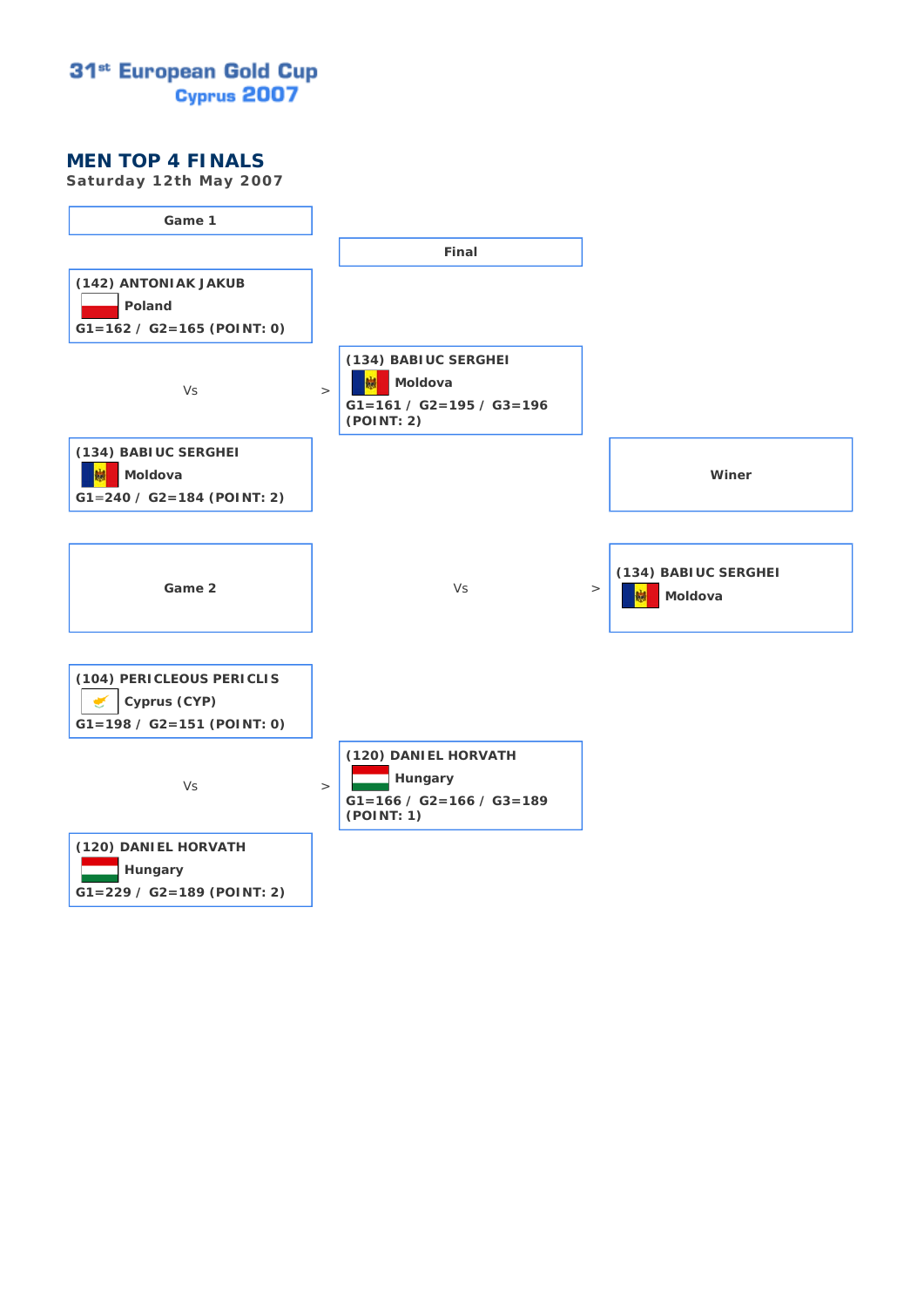**31st European Gold Cup**
**Cyprus 2007**

## MEN TOP 4 FINALS

Saturday 12th May 2007

### Game 1

**(142) ANTONIAK JAKUB**
Poland
G1=162 / G2=165 (POINT: 0)

Vs

**(134) BABIUC SERGHEI**
Moldova
G1=240 / G2=184 (POINT: 2)

### Game 2

**(104) PERICLEOUS PERICLIS**
Cyprus (CYP)
G1=198 / G2=151 (POINT: 0)

Vs

**(120) DANIEL HORVATH**
Hungary
G1=229 / G2=189 (POINT: 2)

### Final

**(134) BABIUC SERGHEI**
Moldova
G1=161 / G2=195 / G3=196
(POINT: 2)

Vs

**(120) DANIEL HORVATH**
Hungary
G1=166 / G2=166 / G3=189
(POINT: 1)

### Winer

**(134) BABIUC SERGHEI**
Moldova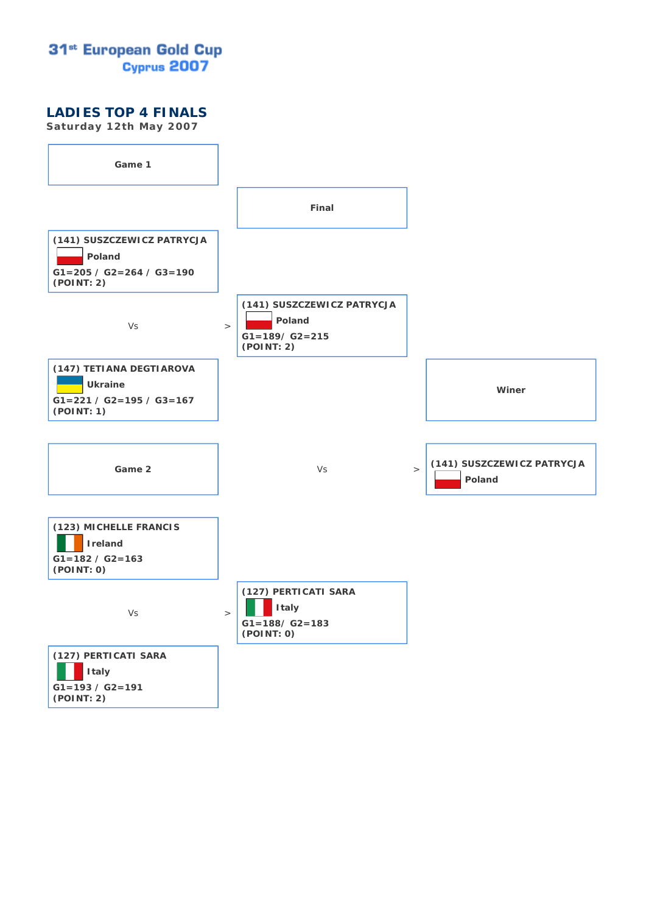31st European Gold Cup
Cyprus 2007

## LADIES TOP 4 FINALS

Saturday 12th May 2007

**Game 1**

(141) SUSZCZEWICZ PATRYCJA
Poland
G1=205 / G2=264 / G3=190
(POINT: 2)

Vs >

(147) TETIANA DEGTIAROVA
Ukraine
G1=221 / G2=195 / G3=167
(POINT: 1)

**Game 2**

(123) MICHELLE FRANCIS
Ireland
G1=182 / G2=163
(POINT: 0)

Vs >

(127) PERTICATI SARA
Italy
G1=193 / G2=191
(POINT: 2)

**Final**

(141) SUSZCZEWICZ PATRYCJA
Poland
G1=189/ G2=215
(POINT: 2)

Vs >

(127) PERTICATI SARA
Italy
G1=188/ G2=183
(POINT: 0)

**Winer**

(141) SUSZCZEWICZ PATRYCJA
Poland